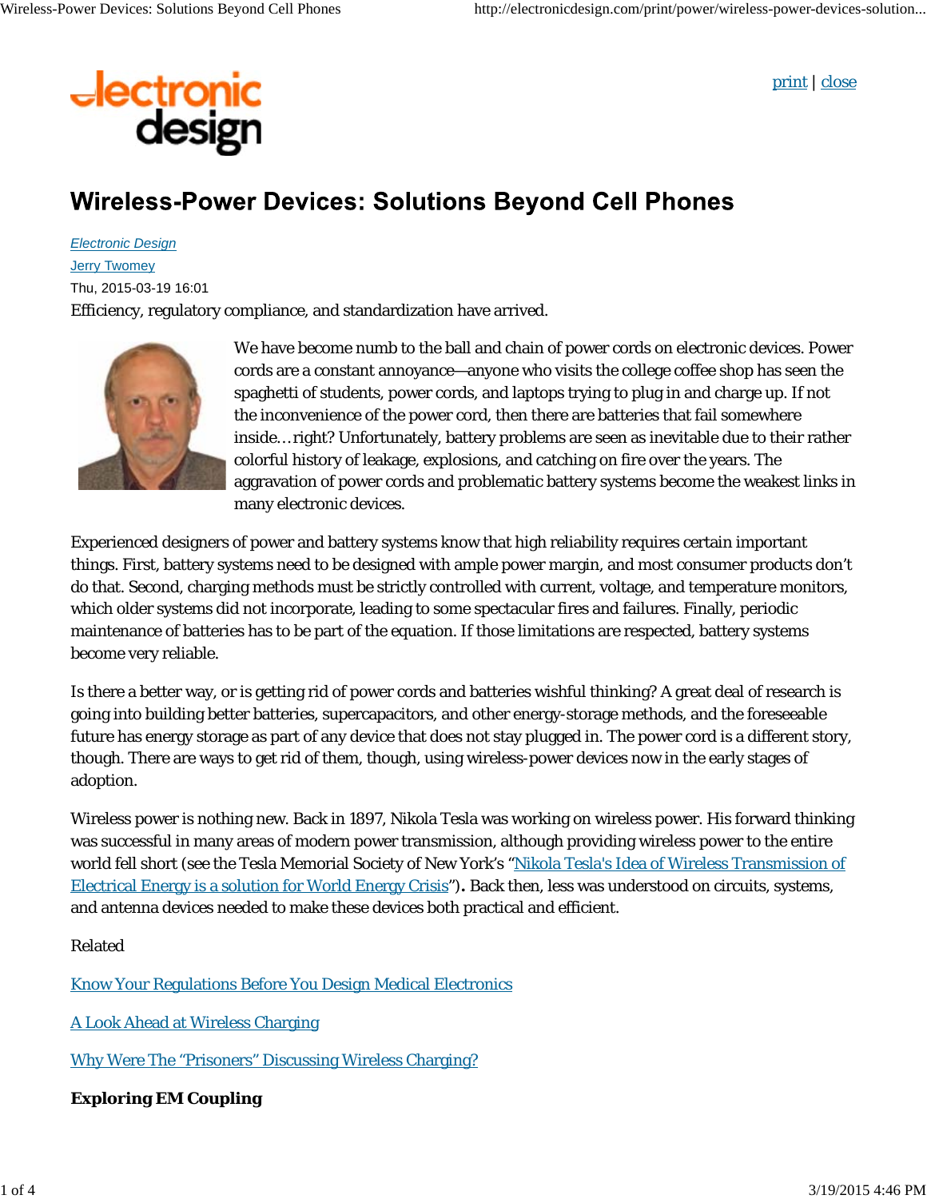# Wireless-Power Devices: Solutions Beyond Cell Phones

Electronic Design

Jerry Twomey

Thu, 2015-03-19 16:01

Efficiency, regulatory compliance, and standardization have arrived.

We have become numb to the ball and chain of power cords on electronic devices. Power cords are a constant annoyance—anyone who visits the college coffee shop has seen the spaghetti of students, power cords, and laptops trying to plug in and charge up. If not the inconvenience of the power cord, then there are batteries that fail somewhere inside…right? Unfortunately, battery problems are seen as inevitable due to their rather colorful history of leakage, explosions, and catching on fire over the years. The aggravation of power cords and problematic battery systems become the weakest links in many electronic devices.

Experienced designers of power and battery systems know that high reliability requires certain important things. First, battery systems need to be designed with ample power margin, and most consumer products don't do that. Second, charging methods must be strictly controlled with current, voltage, and temperature monitors, which older systems did not incorporate, leading to some spectacular fires and failures. Finally, periodic maintenance of batteries has to be part of the equation. If those limitations are respected, battery systems become very reliable.

Is there a better way, or is getting rid of power cords and batteries wishful thinking? A great deal of research is going into building better batteries, supercapacitors, and other energy-storage methods, and the foreseeable future has energy storage as part of any device that does not stay plugged in. The power cord is a different story, though. There are ways to get rid of them, though, using wireless-power devices now in the early stages of adoption.

Wireless power is nothing new. Back in 1897, Nikola Tesla was working on wireless power. His forward thinking was successful in many areas of modern power transmission, although providing wireless power to the entire world fell short (see the Tesla Memorial Society of New York's "Nikola Tesla's Idea of Wireless Transmission of Electrical Energy is a solution for World Energy Crisis"). Back then, less was understood on circuits, systems, and antenna devices needed to make these devices both practical and efficient.

Related

Know Your Regulations Before You Design Medical Electronics

A Look Ahead at Wireless Charging

Why Were The "Prisoners" Discussing Wireless Charging?

**Exploring EM Coupling**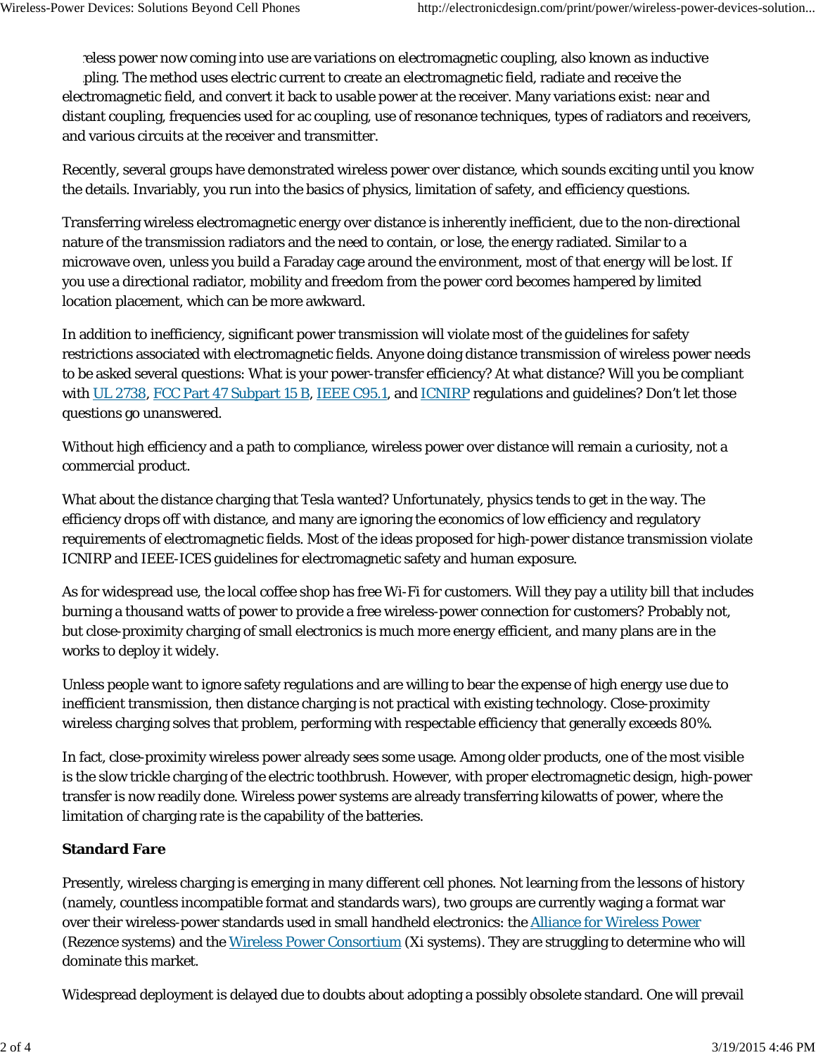reless power now coming into use are variations on electromagnetic coupling, also known as inductive pling. The method uses electric current to create an electromagnetic field, radiate and receive the electromagnetic field, and convert it back to usable power at the receiver. Many variations exist: near and distant coupling, frequencies used for ac coupling, use of resonance techniques, types of radiators and receivers, and various circuits at the receiver and transmitter.

Recently, several groups have demonstrated wireless power over distance, which sounds exciting until you know the details. Invariably, you run into the basics of physics, limitation of safety, and efficiency questions.

Transferring wireless electromagnetic energy over distance is inherently inefficient, due to the non-directional nature of the transmission radiators and the need to contain, or lose, the energy radiated. Similar to a microwave oven, unless you build a Faraday cage around the environment, most of that energy will be lost. If you use a directional radiator, mobility and freedom from the power cord becomes hampered by limited location placement, which can be more awkward.

In addition to inefficiency, significant power transmission will violate most of the guidelines for safety restrictions associated with electromagnetic fields. Anyone doing distance transmission of wireless power needs to be asked several questions: What is your power-transfer efficiency? At what distance? Will you be compliant with UL 2738, FCC Part 47 Subpart 15 B, IEEE C95.1, and ICNIRP regulations and guidelines? Don't let those questions go unanswered.

Without high efficiency and a path to compliance, wireless power over distance will remain a curiosity, not a commercial product.

What about the distance charging that Tesla wanted? Unfortunately, physics tends to get in the way. The efficiency drops off with distance, and many are ignoring the economics of low efficiency and regulatory requirements of electromagnetic fields. Most of the ideas proposed for high-power distance transmission violate ICNIRP and IEEE-ICES guidelines for electromagnetic safety and human exposure.

As for widespread use, the local coffee shop has free Wi-Fi for customers. Will they pay a utility bill that includes burning a thousand watts of power to provide a free wireless-power connection for customers? Probably not, but close-proximity charging of small electronics is much more energy efficient, and many plans are in the works to deploy it widely.

Unless people want to ignore safety regulations and are willing to bear the expense of high energy use due to inefficient transmission, then distance charging is not practical with existing technology. Close-proximity wireless charging solves that problem, performing with respectable efficiency that generally exceeds 80%.

In fact, close-proximity wireless power already sees some usage. Among older products, one of the most visible is the slow trickle charging of the electric toothbrush. However, with proper electromagnetic design, high-power transfer is now readily done. Wireless power systems are already transferring kilowatts of power, where the limitation of charging rate is the capability of the batteries.

**Standard Fare**

Presently, wireless charging is emerging in many different cell phones. Not learning from the lessons of history (namely, countless incompatible format and standards wars), two groups are currently waging a format war over their wireless-power standards used in small handheld electronics: the Alliance for Wireless Power (Rezence systems) and the Wireless Power Consortium (Xi systems). They are struggling to determine who will dominate this market.

Widespread deployment is delayed due to doubts about adopting a possibly obsolete standard. One will prevail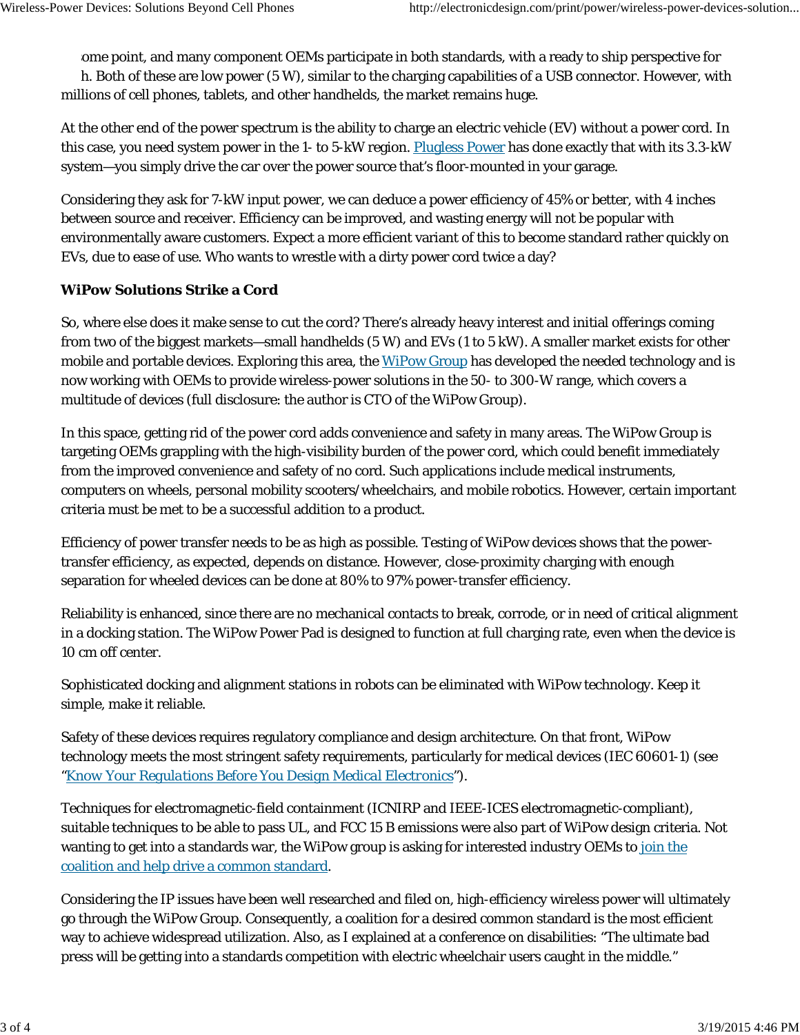ome point, and many component OEMs participate in both standards, with a ready to ship perspective for h. Both of these are low power (5 W), similar to the charging capabilities of a USB connector. However, with millions of cell phones, tablets, and other handhelds, the market remains huge.

At the other end of the power spectrum is the ability to charge an electric vehicle (EV) without a power cord. In this case, you need system power in the 1- to 5-kW region. Plugless Power has done exactly that with its 3.3-kW system—you simply drive the car over the power source that's floor-mounted in your garage.

Considering they ask for 7-kW input power, we can deduce a power efficiency of 45% or better, with 4 inches between source and receiver. Efficiency can be improved, and wasting energy will not be popular with environmentally aware customers. Expect a more efficient variant of this to become standard rather quickly on EVs, due to ease of use. Who wants to wrestle with a dirty power cord twice a day?

### WiPow Solutions Strike a Cord

So, where else does it make sense to cut the cord? There's already heavy interest and initial offerings coming from two of the biggest markets—small handhelds (5 W) and EVs (1 to 5 kW). A smaller market exists for other mobile and portable devices. Exploring this area, the WiPow Group has developed the needed technology and is now working with OEMs to provide wireless-power solutions in the 50- to 300-W range, which covers a multitude of devices (full disclosure: the author is CTO of the WiPow Group).

In this space, getting rid of the power cord adds convenience and safety in many areas. The WiPow Group is targeting OEMs grappling with the high-visibility burden of the power cord, which could benefit immediately from the improved convenience and safety of no cord. Such applications include medical instruments, computers on wheels, personal mobility scooters/wheelchairs, and mobile robotics. However, certain important criteria must be met to be a successful addition to a product.

Efficiency of power transfer needs to be as high as possible. Testing of WiPow devices shows that the power-transfer efficiency, as expected, depends on distance. However, close-proximity charging with enough separation for wheeled devices can be done at 80% to 97% power-transfer efficiency.

Reliability is enhanced, since there are no mechanical contacts to break, corrode, or in need of critical alignment in a docking station. The WiPow Power Pad is designed to function at full charging rate, even when the device is 10 cm off center.

Sophisticated docking and alignment stations in robots can be eliminated with WiPow technology. Keep it simple, make it reliable.

Safety of these devices requires regulatory compliance and design architecture. On that front, WiPow technology meets the most stringent safety requirements, particularly for medical devices (IEC 60601-1) (see "*Know Your Regulations Before You Design Medical Electronics*").

Techniques for electromagnetic-field containment (ICNIRP and IEEE-ICES electromagnetic-compliant), suitable techniques to be able to pass UL, and FCC 15 B emissions were also part of WiPow design criteria. Not wanting to get into a standards war, the WiPow group is asking for interested industry OEMs to join the coalition and help drive a common standard.

Considering the IP issues have been well researched and filed on, high-efficiency wireless power will ultimately go through the WiPow Group. Consequently, a coalition for a desired common standard is the most efficient way to achieve widespread utilization. Also, as I explained at a conference on disabilities: "The ultimate bad press will be getting into a standards competition with electric wheelchair users caught in the middle."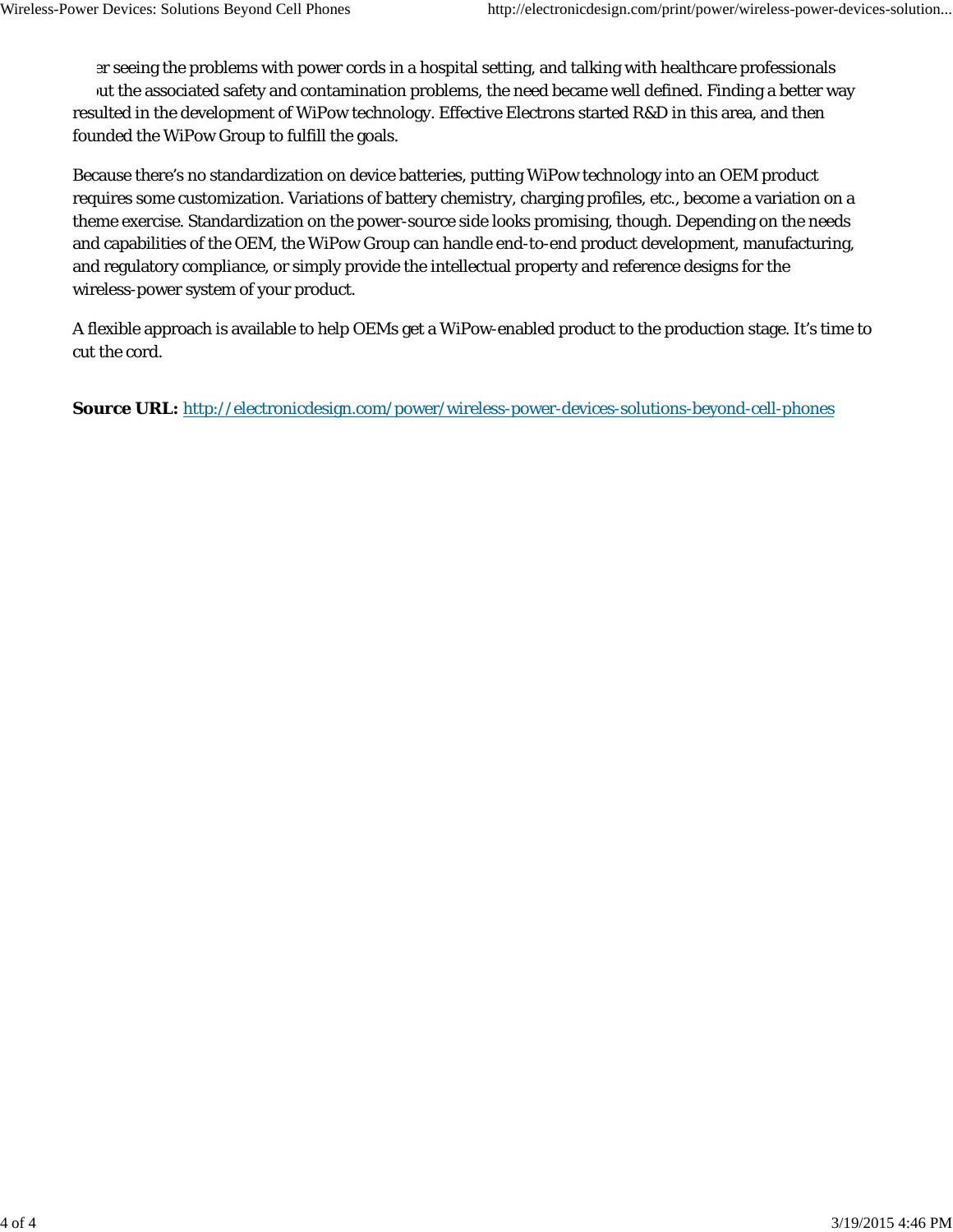er seeing the problems with power cords in a hospital setting, and talking with healthcare professionals ut the associated safety and contamination problems, the need became well defined. Finding a better way resulted in the development of WiPow technology. Effective Electrons started R&D in this area, and then founded the WiPow Group to fulfill the goals.

Because there's no standardization on device batteries, putting WiPow technology into an OEM product requires some customization. Variations of battery chemistry, charging profiles, etc., become a variation on a theme exercise. Standardization on the power-source side looks promising, though. Depending on the needs and capabilities of the OEM, the WiPow Group can handle end-to-end product development, manufacturing, and regulatory compliance, or simply provide the intellectual property and reference designs for the wireless-power system of your product.

A flexible approach is available to help OEMs get a WiPow-enabled product to the production stage. It's time to cut the cord.

**Source URL:** http://electronicdesign.com/power/wireless-power-devices-solutions-beyond-cell-phones